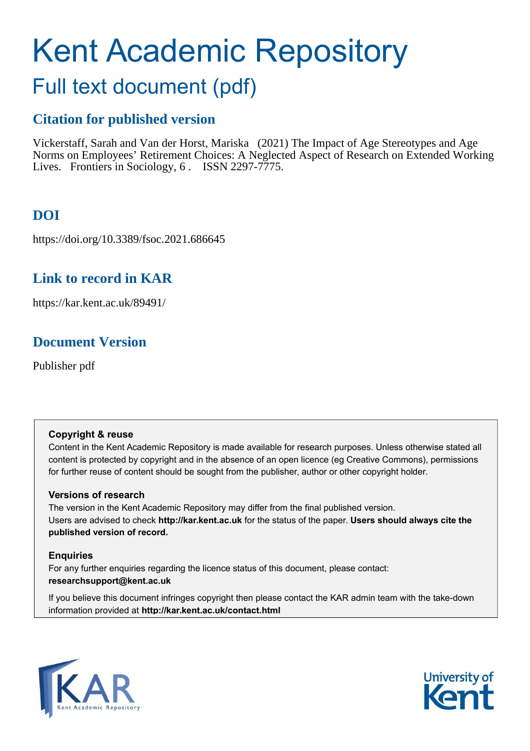# Kent Academic Repository

## Full text document (pdf)

### Citation for published version

Vickerstaff, Sarah and Van der Horst, Mariska (2021) The Impact of Age Stereotypes and Age Norms on Employees' Retirement Choices: A Neglected Aspect of Research on Extended Working Lives. Frontiers in Sociology, 6 . ISSN 2297-7775.

### DOI

https://doi.org/10.3389/fsoc.2021.686645

### Link to record in KAR

https://kar.kent.ac.uk/89491/

### Document Version

Publisher pdf

**Copyright & reuse**

Content in the Kent Academic Repository is made available for research purposes. Unless otherwise stated all content is protected by copyright and in the absence of an open licence (eg Creative Commons), permissions for further reuse of content should be sought from the publisher, author or other copyright holder.

**Versions of research**

The version in the Kent Academic Repository may differ from the final published version. Users are advised to check **http://kar.kent.ac.uk** for the status of the paper. **Users should always cite the published version of record.**

**Enquiries**

For any further enquiries regarding the licence status of this document, please contact: **researchsupport@kent.ac.uk**

If you believe this document infringes copyright then please contact the KAR admin team with the take-down information provided at **http://kar.kent.ac.uk/contact.html**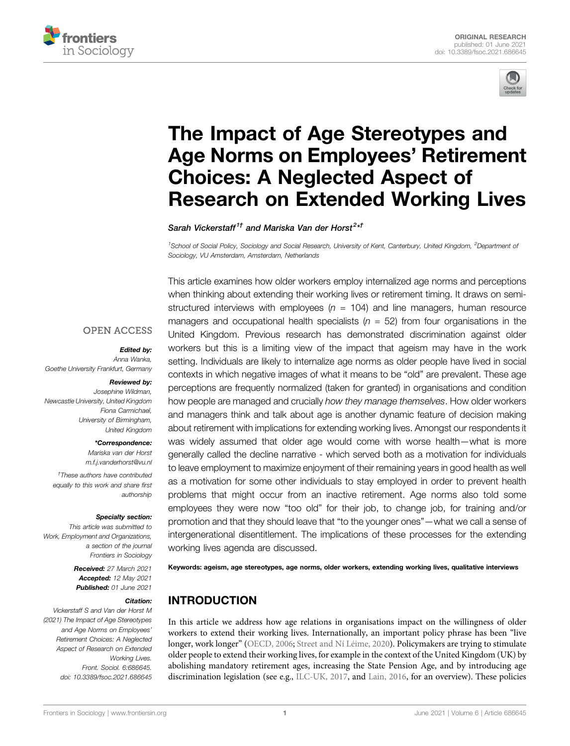# The Impact of Age Stereotypes and Age Norms on Employees' Retirement Choices: A Neglected Aspect of Research on Extended Working Lives

*Sarah Vickerstaff[1†] and Mariska Van der Horst[2*†]*

[1]School of Social Policy, Sociology and Social Research, University of Kent, Canterbury, United Kingdom, [2]Department of Sociology, VU Amsterdam, Amsterdam, Netherlands

OPEN ACCESS

**Edited by:**
Anna Wanka,
Goethe University Frankfurt, Germany

**Reviewed by:**
Josephine Wildman,
Newcastle University, United Kingdom
Fiona Carmichael,
University of Birmingham,
United Kingdom

***Correspondence:**
Mariska van der Horst
m.f.j.vanderhorst@vu.nl

†These authors have contributed equally to this work and share first authorship

**Specialty section:**
This article was submitted to Work, Employment and Organizations, a section of the journal Frontiers in Sociology

**Received:** 27 March 2021
**Accepted:** 12 May 2021
**Published:** 01 June 2021

**Citation:**
Vickerstaff S and Van der Horst M (2021) The Impact of Age Stereotypes and Age Norms on Employees' Retirement Choices: A Neglected Aspect of Research on Extended Working Lives. Front. Sociol. 6:686645. doi: 10.3389/fsoc.2021.686645

This article examines how older workers employ internalized age norms and perceptions when thinking about extending their working lives or retirement timing. It draws on semi-structured interviews with employees ($n$ = 104) and line managers, human resource managers and occupational health specialists ($n$ = 52) from four organisations in the United Kingdom. Previous research has demonstrated discrimination against older workers but this is a limiting view of the impact that ageism may have in the work setting. Individuals are likely to internalize age norms as older people have lived in social contexts in which negative images of what it means to be "old" are prevalent. These age perceptions are frequently normalized (taken for granted) in organisations and condition how people are managed and crucially *how they manage themselves*. How older workers and managers think and talk about age is another dynamic feature of decision making about retirement with implications for extending working lives. Amongst our respondents it was widely assumed that older age would come with worse health—what is more generally called the decline narrative - which served both as a motivation for individuals to leave employment to maximize enjoyment of their remaining years in good health as well as a motivation for some other individuals to stay employed in order to prevent health problems that might occur from an inactive retirement. Age norms also told some employees they were now "too old" for their job, to change job, for training and/or promotion and that they should leave that "to the younger ones"—what we call a sense of intergenerational disentitlement. The implications of these processes for the extending working lives agenda are discussed.

**Keywords:** ageism, age stereotypes, age norms, older workers, extending working lives, qualitative interviews

## INTRODUCTION

In this article we address how age relations in organisations impact on the willingness of older workers to extend their working lives. Internationally, an important policy phrase has been "live longer, work longer" (OECD, 2006; Street and Ní Léime, 2020). Policymakers are trying to stimulate older people to extend their working lives, for example in the context of the United Kingdom (UK) by abolishing mandatory retirement ages, increasing the State Pension Age, and by introducing age discrimination legislation (see e.g., ILC-UK, 2017, and Lain, 2016, for an overview). These policies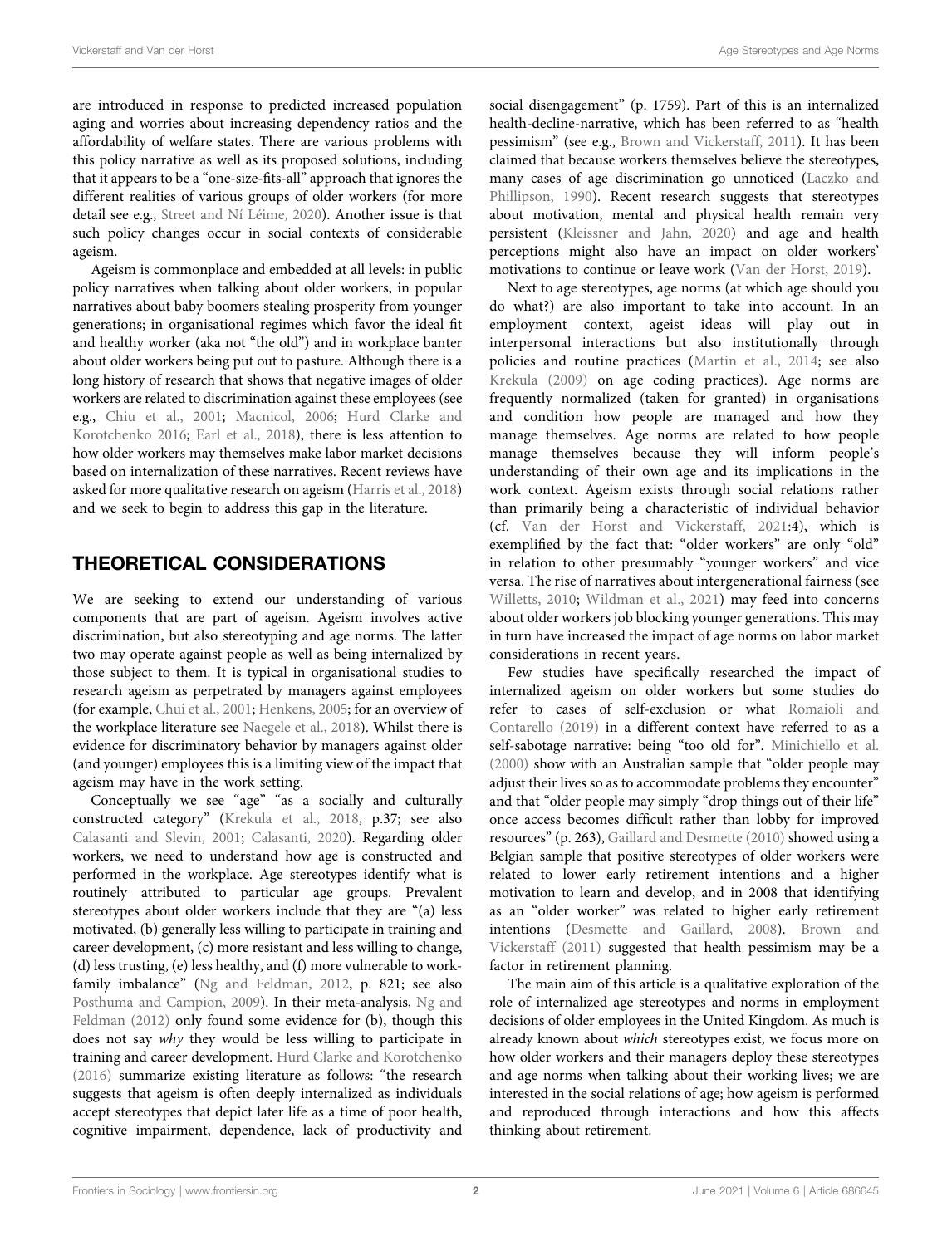are introduced in response to predicted increased population aging and worries about increasing dependency ratios and the affordability of welfare states. There are various problems with this policy narrative as well as its proposed solutions, including that it appears to be a "one-size-fits-all" approach that ignores the different realities of various groups of older workers (for more detail see e.g., Street and Ní Léime, 2020). Another issue is that such policy changes occur in social contexts of considerable ageism.

Ageism is commonplace and embedded at all levels: in public policy narratives when talking about older workers, in popular narratives about baby boomers stealing prosperity from younger generations; in organisational regimes which favor the ideal fit and healthy worker (aka not "the old") and in workplace banter about older workers being put out to pasture. Although there is a long history of research that shows that negative images of older workers are related to discrimination against these employees (see e.g., Chiu et al., 2001; Macnicol, 2006; Hurd Clarke and Korotchenko 2016; Earl et al., 2018), there is less attention to how older workers may themselves make labor market decisions based on internalization of these narratives. Recent reviews have asked for more qualitative research on ageism (Harris et al., 2018) and we seek to begin to address this gap in the literature.

## THEORETICAL CONSIDERATIONS

We are seeking to extend our understanding of various components that are part of ageism. Ageism involves active discrimination, but also stereotyping and age norms. The latter two may operate against people as well as being internalized by those subject to them. It is typical in organisational studies to research ageism as perpetrated by managers against employees (for example, Chui et al., 2001; Henkens, 2005; for an overview of the workplace literature see Naegele et al., 2018). Whilst there is evidence for discriminatory behavior by managers against older (and younger) employees this is a limiting view of the impact that ageism may have in the work setting.

Conceptually we see "age" "as a socially and culturally constructed category" (Krekula et al., 2018, p.37; see also Calasanti and Slevin, 2001; Calasanti, 2020). Regarding older workers, we need to understand how age is constructed and performed in the workplace. Age stereotypes identify what is routinely attributed to particular age groups. Prevalent stereotypes about older workers include that they are "(a) less motivated, (b) generally less willing to participate in training and career development, (c) more resistant and less willing to change, (d) less trusting, (e) less healthy, and (f) more vulnerable to work-family imbalance" (Ng and Feldman, 2012, p. 821; see also Posthuma and Campion, 2009). In their meta-analysis, Ng and Feldman (2012) only found some evidence for (b), though this does not say *why* they would be less willing to participate in training and career development. Hurd Clarke and Korotchenko (2016) summarize existing literature as follows: "the research suggests that ageism is often deeply internalized as individuals accept stereotypes that depict later life as a time of poor health, cognitive impairment, dependence, lack of productivity and social disengagement" (p. 1759). Part of this is an internalized health-decline-narrative, which has been referred to as "health pessimism" (see e.g., Brown and Vickerstaff, 2011). It has been claimed that because workers themselves believe the stereotypes, many cases of age discrimination go unnoticed (Laczko and Phillipson, 1990). Recent research suggests that stereotypes about motivation, mental and physical health remain very persistent (Kleissner and Jahn, 2020) and age and health perceptions might also have an impact on older workers' motivations to continue or leave work (Van der Horst, 2019).

Next to age stereotypes, age norms (at which age should you do what?) are also important to take into account. In an employment context, ageist ideas will play out in interpersonal interactions but also institutionally through policies and routine practices (Martin et al., 2014; see also Krekula (2009) on age coding practices). Age norms are frequently normalized (taken for granted) in organisations and condition how people are managed and how they manage themselves. Age norms are related to how people manage themselves because they will inform people's understanding of their own age and its implications in the work context. Ageism exists through social relations rather than primarily being a characteristic of individual behavior (cf. Van der Horst and Vickerstaff, 2021:4), which is exemplified by the fact that: "older workers" are only "old" in relation to other presumably "younger workers" and vice versa. The rise of narratives about intergenerational fairness (see Willetts, 2010; Wildman et al., 2021) may feed into concerns about older workers job blocking younger generations. This may in turn have increased the impact of age norms on labor market considerations in recent years.

Few studies have specifically researched the impact of internalized ageism on older workers but some studies do refer to cases of self-exclusion or what Romaioli and Contarello (2019) in a different context have referred to as a self-sabotage narrative: being "too old for". Minichiello et al. (2000) show with an Australian sample that "older people may adjust their lives so as to accommodate problems they encounter" and that "older people may simply "drop things out of their life" once access becomes difficult rather than lobby for improved resources" (p. 263), Gaillard and Desmette (2010) showed using a Belgian sample that positive stereotypes of older workers were related to lower early retirement intentions and a higher motivation to learn and develop, and in 2008 that identifying as an "older worker" was related to higher early retirement intentions (Desmette and Gaillard, 2008). Brown and Vickerstaff (2011) suggested that health pessimism may be a factor in retirement planning.

The main aim of this article is a qualitative exploration of the role of internalized age stereotypes and norms in employment decisions of older employees in the United Kingdom. As much is already known about *which* stereotypes exist, we focus more on how older workers and their managers deploy these stereotypes and age norms when talking about their working lives; we are interested in the social relations of age; how ageism is performed and reproduced through interactions and how this affects thinking about retirement.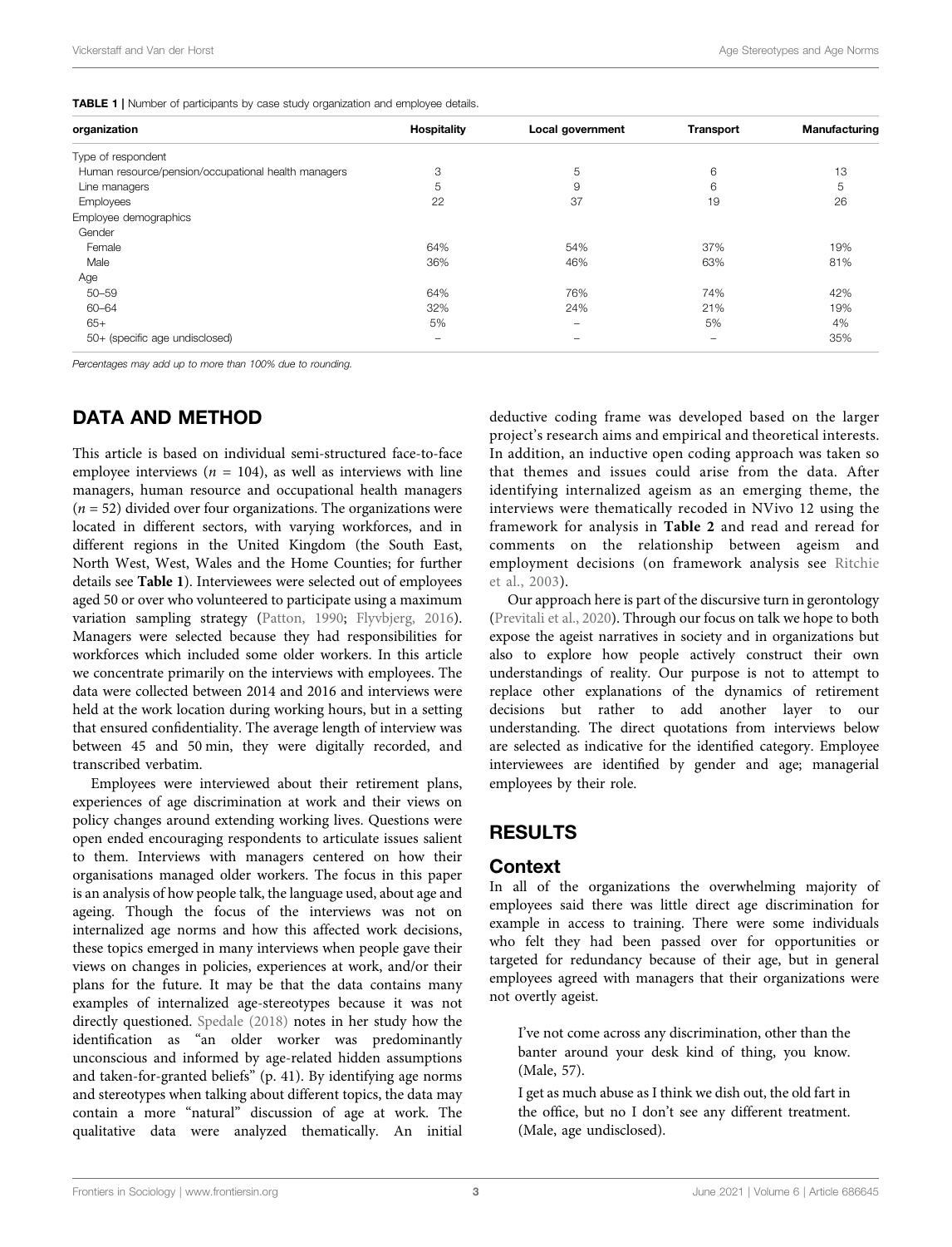**TABLE 1** | Number of participants by case study organization and employee details.

| organization | Hospitality | Local government | Transport | Manufacturing |
|---|---|---|---|---|
| Type of respondent | | | | |
| Human resource/pension/occupational health managers | 3 | 5 | 6 | 13 |
| Line managers | 5 | 9 | 6 | 5 |
| Employees | 22 | 37 | 19 | 26 |
| Employee demographics | | | | |
| Gender | | | | |
| Female | 64% | 54% | 37% | 19% |
| Male | 36% | 46% | 63% | 81% |
| Age | | | | |
| 50–59 | 64% | 76% | 74% | 42% |
| 60–64 | 32% | 24% | 21% | 19% |
| 65+ | 5% | – | 5% | 4% |
| 50+ (specific age undisclosed) | – | – | – | 35% |

*Percentages may add up to more than 100% due to rounding.*

## DATA AND METHOD

This article is based on individual semi-structured face-to-face employee interviews ($n$ = 104), as well as interviews with line managers, human resource and occupational health managers ($n$ = 52) divided over four organizations. The organizations were located in different sectors, with varying workforces, and in different regions in the United Kingdom (the South East, North West, West, Wales and the Home Counties; for further details see **Table 1**). Interviewees were selected out of employees aged 50 or over who volunteered to participate using a maximum variation sampling strategy (Patton, 1990; Flyvbjerg, 2016). Managers were selected because they had responsibilities for workforces which included some older workers. In this article we concentrate primarily on the interviews with employees. The data were collected between 2014 and 2016 and interviews were held at the work location during working hours, but in a setting that ensured confidentiality. The average length of interview was between 45 and 50 min, they were digitally recorded, and transcribed verbatim.

Employees were interviewed about their retirement plans, experiences of age discrimination at work and their views on policy changes around extending working lives. Questions were open ended encouraging respondents to articulate issues salient to them. Interviews with managers centered on how their organisations managed older workers. The focus in this paper is an analysis of how people talk, the language used, about age and ageing. Though the focus of the interviews was not on internalized age norms and how this affected work decisions, these topics emerged in many interviews when people gave their views on changes in policies, experiences at work, and/or their plans for the future. It may be that the data contains many examples of internalized age-stereotypes because it was not directly questioned. Spedale (2018) notes in her study how the identification as "an older worker was predominantly unconscious and informed by age-related hidden assumptions and taken-for-granted beliefs" (p. 41). By identifying age norms and stereotypes when talking about different topics, the data may contain a more "natural" discussion of age at work. The qualitative data were analyzed thematically. An initial deductive coding frame was developed based on the larger project's research aims and empirical and theoretical interests. In addition, an inductive open coding approach was taken so that themes and issues could arise from the data. After identifying internalized ageism as an emerging theme, the interviews were thematically recoded in NVivo 12 using the framework for analysis in **Table 2** and read and reread for comments on the relationship between ageism and employment decisions (on framework analysis see Ritchie et al., 2003).

Our approach here is part of the discursive turn in gerontology (Previtali et al., 2020). Through our focus on talk we hope to both expose the ageist narratives in society and in organizations but also to explore how people actively construct their own understandings of reality. Our purpose is not to attempt to replace other explanations of the dynamics of retirement decisions but rather to add another layer to our understanding. The direct quotations from interviews below are selected as indicative for the identified category. Employee interviewees are identified by gender and age; managerial employees by their role.

## RESULTS

### Context

In all of the organizations the overwhelming majority of employees said there was little direct age discrimination for example in access to training. There were some individuals who felt they had been passed over for opportunities or targeted for redundancy because of their age, but in general employees agreed with managers that their organizations were not overtly ageist.

> I've not come across any discrimination, other than the banter around your desk kind of thing, you know. (Male, 57).

> I get as much abuse as I think we dish out, the old fart in the office, but no I don't see any different treatment. (Male, age undisclosed).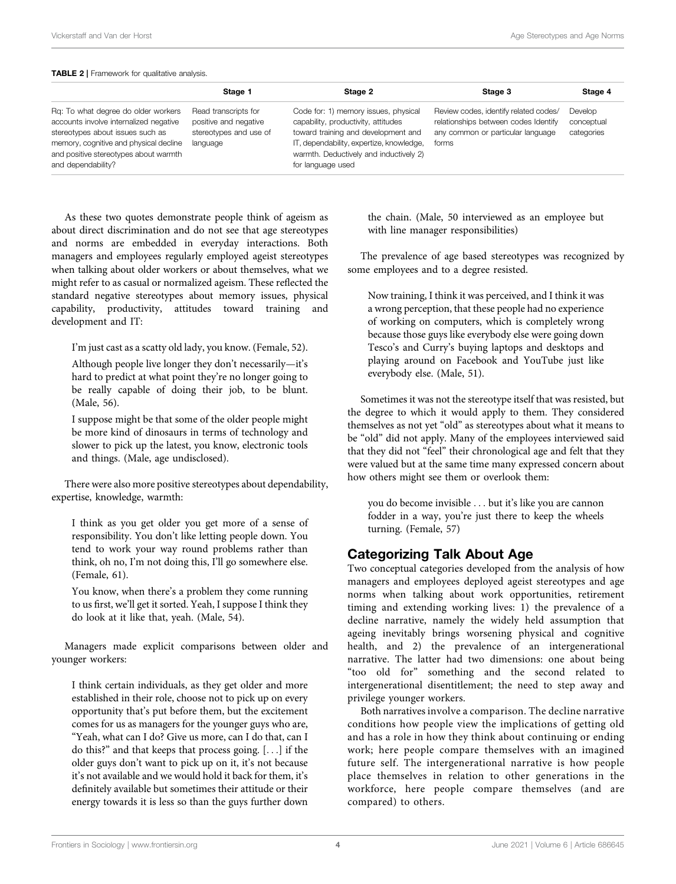**TABLE 2** | Framework for qualitative analysis.

| | Stage 1 | Stage 2 | Stage 3 | Stage 4 |
|---|---|---|---|---|
| Rq: To what degree do older workers accounts involve internalized negative stereotypes about issues such as memory, cognitive and physical decline and positive stereotypes about warmth and dependability? | Read transcripts for positive and negative stereotypes and use of language | Code for: 1) memory issues, physical capability, productivity, attitudes toward training and development and IT, dependability, expertize, knowledge, warmth. Deductively and inductively 2) for language used | Review codes, identify related codes/ relationships between codes Identify any common or particular language forms | Develop conceptual categories |

As these two quotes demonstrate people think of ageism as about direct discrimination and do not see that age stereotypes and norms are embedded in everyday interactions. Both managers and employees regularly employed ageist stereotypes when talking about older workers or about themselves, what we might refer to as casual or normalized ageism. These reflected the standard negative stereotypes about memory issues, physical capability, productivity, attitudes toward training and development and IT:

> I'm just cast as a scatty old lady, you know. (Female, 52).

> Although people live longer they don't necessarily—it's hard to predict at what point they're no longer going to be really capable of doing their job, to be blunt. (Male, 56).

> I suppose might be that some of the older people might be more kind of dinosaurs in terms of technology and slower to pick up the latest, you know, electronic tools and things. (Male, age undisclosed).

There were also more positive stereotypes about dependability, expertise, knowledge, warmth:

> I think as you get older you get more of a sense of responsibility. You don't like letting people down. You tend to work your way round problems rather than think, oh no, I'm not doing this, I'll go somewhere else. (Female, 61).

> You know, when there's a problem they come running to us first, we'll get it sorted. Yeah, I suppose I think they do look at it like that, yeah. (Male, 54).

Managers made explicit comparisons between older and younger workers:

> I think certain individuals, as they get older and more established in their role, choose not to pick up on every opportunity that's put before them, but the excitement comes for us as managers for the younger guys who are, "Yeah, what can I do? Give us more, can I do that, can I do this?" and that keeps that process going. [...] if the older guys don't want to pick up on it, it's not because it's not available and we would hold it back for them, it's definitely available but sometimes their attitude or their energy towards it is less so than the guys further down the chain. (Male, 50 interviewed as an employee but with line manager responsibilities)

The prevalence of age based stereotypes was recognized by some employees and to a degree resisted.

> Now training, I think it was perceived, and I think it was a wrong perception, that these people had no experience of working on computers, which is completely wrong because those guys like everybody else were going down Tesco's and Curry's buying laptops and desktops and playing around on Facebook and YouTube just like everybody else. (Male, 51).

Sometimes it was not the stereotype itself that was resisted, but the degree to which it would apply to them. They considered themselves as not yet "old" as stereotypes about what it means to be "old" did not apply. Many of the employees interviewed said that they did not "feel" their chronological age and felt that they were valued but at the same time many expressed concern about how others might see them or overlook them:

> you do become invisible ... but it's like you are cannon fodder in a way, you're just there to keep the wheels turning. (Female, 57)

## Categorizing Talk About Age

Two conceptual categories developed from the analysis of how managers and employees deployed ageist stereotypes and age norms when talking about work opportunities, retirement timing and extending working lives: 1) the prevalence of a decline narrative, namely the widely held assumption that ageing inevitably brings worsening physical and cognitive health, and 2) the prevalence of an intergenerational narrative. The latter had two dimensions: one about being "too old for" something and the second related to intergenerational disentitlement; the need to step away and privilege younger workers.

Both narratives involve a comparison. The decline narrative conditions how people view the implications of getting old and has a role in how they think about continuing or ending work; here people compare themselves with an imagined future self. The intergenerational narrative is how people place themselves in relation to other generations in the workforce, here people compare themselves (and are compared) to others.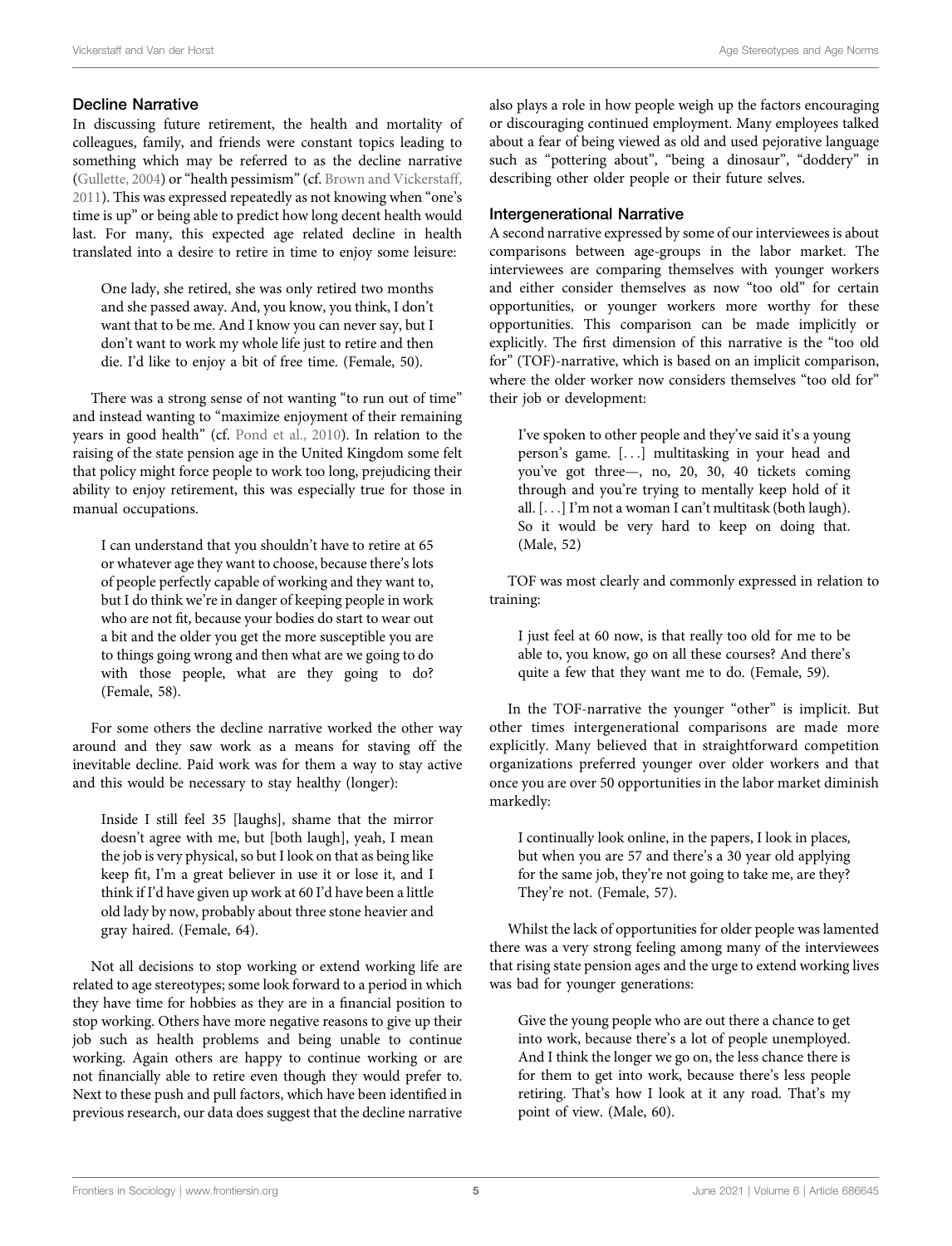## Decline Narrative

In discussing future retirement, the health and mortality of colleagues, family, and friends were constant topics leading to something which may be referred to as the decline narrative (Gullette, 2004) or "health pessimism" (cf. Brown and Vickerstaff, 2011). This was expressed repeatedly as not knowing when "one's time is up" or being able to predict how long decent health would last. For many, this expected age related decline in health translated into a desire to retire in time to enjoy some leisure:

> One lady, she retired, she was only retired two months and she passed away. And, you know, you think, I don't want that to be me. And I know you can never say, but I don't want to work my whole life just to retire and then die. I'd like to enjoy a bit of free time. (Female, 50).

There was a strong sense of not wanting "to run out of time" and instead wanting to "maximize enjoyment of their remaining years in good health" (cf. Pond et al., 2010). In relation to the raising of the state pension age in the United Kingdom some felt that policy might force people to work too long, prejudicing their ability to enjoy retirement, this was especially true for those in manual occupations.

> I can understand that you shouldn't have to retire at 65 or whatever age they want to choose, because there's lots of people perfectly capable of working and they want to, but I do think we're in danger of keeping people in work who are not fit, because your bodies do start to wear out a bit and the older you get the more susceptible you are to things going wrong and then what are we going to do with those people, what are they going to do? (Female, 58).

For some others the decline narrative worked the other way around and they saw work as a means for staving off the inevitable decline. Paid work was for them a way to stay active and this would be necessary to stay healthy (longer):

> Inside I still feel 35 [laughs], shame that the mirror doesn't agree with me, but [both laugh], yeah, I mean the job is very physical, so but I look on that as being like keep fit, I'm a great believer in use it or lose it, and I think if I'd have given up work at 60 I'd have been a little old lady by now, probably about three stone heavier and gray haired. (Female, 64).

Not all decisions to stop working or extend working life are related to age stereotypes; some look forward to a period in which they have time for hobbies as they are in a financial position to stop working. Others have more negative reasons to give up their job such as health problems and being unable to continue working. Again others are happy to continue working or are not financially able to retire even though they would prefer to. Next to these push and pull factors, which have been identified in previous research, our data does suggest that the decline narrative also plays a role in how people weigh up the factors encouraging or discouraging continued employment. Many employees talked about a fear of being viewed as old and used pejorative language such as "pottering about", "being a dinosaur", "doddery" in describing other older people or their future selves.

## Intergenerational Narrative

A second narrative expressed by some of our interviewees is about comparisons between age-groups in the labor market. The interviewees are comparing themselves with younger workers and either consider themselves as now "too old" for certain opportunities, or younger workers more worthy for these opportunities. This comparison can be made implicitly or explicitly. The first dimension of this narrative is the "too old for" (TOF)-narrative, which is based on an implicit comparison, where the older worker now considers themselves "too old for" their job or development:

> I've spoken to other people and they've said it's a young person's game. [...] multitasking in your head and you've got three—, no, 20, 30, 40 tickets coming through and you're trying to mentally keep hold of it all. [...] I'm not a woman I can't multitask (both laugh). So it would be very hard to keep on doing that. (Male, 52)

TOF was most clearly and commonly expressed in relation to training:

> I just feel at 60 now, is that really too old for me to be able to, you know, go on all these courses? And there's quite a few that they want me to do. (Female, 59).

In the TOF-narrative the younger "other" is implicit. But other times intergenerational comparisons are made more explicitly. Many believed that in straightforward competition organizations preferred younger over older workers and that once you are over 50 opportunities in the labor market diminish markedly:

> I continually look online, in the papers, I look in places, but when you are 57 and there's a 30 year old applying for the same job, they're not going to take me, are they? They're not. (Female, 57).

Whilst the lack of opportunities for older people was lamented there was a very strong feeling among many of the interviewees that rising state pension ages and the urge to extend working lives was bad for younger generations:

> Give the young people who are out there a chance to get into work, because there's a lot of people unemployed. And I think the longer we go on, the less chance there is for them to get into work, because there's less people retiring. That's how I look at it any road. That's my point of view. (Male, 60).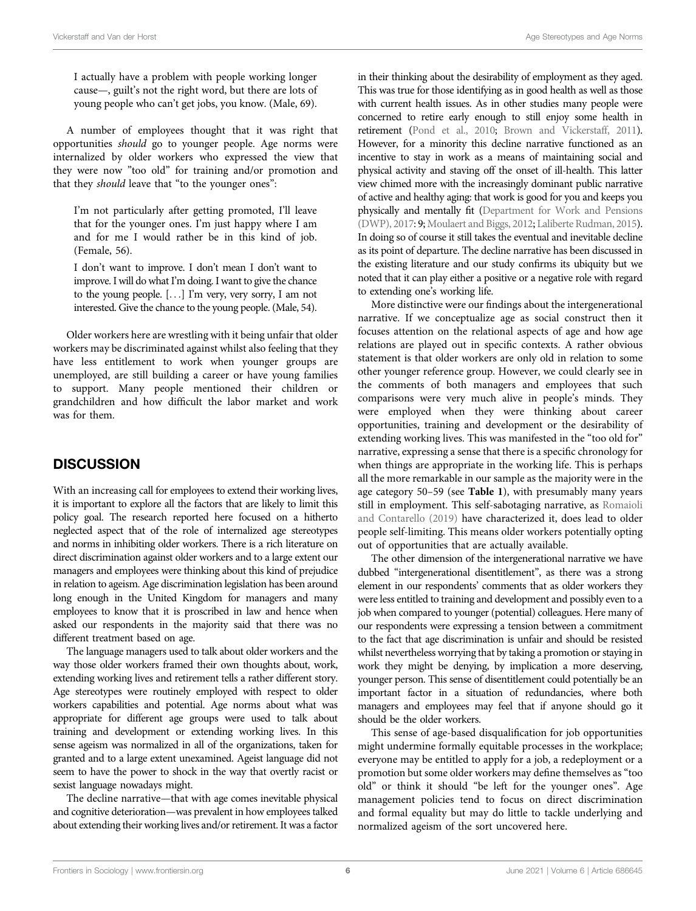> I actually have a problem with people working longer cause—, guilt's not the right word, but there are lots of young people who can't get jobs, you know. (Male, 69).

A number of employees thought that it was right that opportunities *should* go to younger people. Age norms were internalized by older workers who expressed the view that they were now "too old" for training and/or promotion and that they *should* leave that "to the younger ones":

> I'm not particularly after getting promoted, I'll leave that for the younger ones. I'm just happy where I am and for me I would rather be in this kind of job. (Female, 56).

> I don't want to improve. I don't mean I don't want to improve. I will do what I'm doing. I want to give the chance to the young people. […] I'm very, very sorry, I am not interested. Give the chance to the young people. (Male, 54).

Older workers here are wrestling with it being unfair that older workers may be discriminated against whilst also feeling that they have less entitlement to work when younger groups are unemployed, are still building a career or have young families to support. Many people mentioned their children or grandchildren and how difficult the labor market and work was for them.

## DISCUSSION

With an increasing call for employees to extend their working lives, it is important to explore all the factors that are likely to limit this policy goal. The research reported here focused on a hitherto neglected aspect that of the role of internalized age stereotypes and norms in inhibiting older workers. There is a rich literature on direct discrimination against older workers and to a large extent our managers and employees were thinking about this kind of prejudice in relation to ageism. Age discrimination legislation has been around long enough in the United Kingdom for managers and many employees to know that it is proscribed in law and hence when asked our respondents in the majority said that there was no different treatment based on age.

The language managers used to talk about older workers and the way those older workers framed their own thoughts about, work, extending working lives and retirement tells a rather different story. Age stereotypes were routinely employed with respect to older workers capabilities and potential. Age norms about what was appropriate for different age groups were used to talk about training and development or extending working lives. In this sense ageism was normalized in all of the organizations, taken for granted and to a large extent unexamined. Ageist language did not seem to have the power to shock in the way that overtly racist or sexist language nowadays might.

The decline narrative—that with age comes inevitable physical and cognitive deterioration—was prevalent in how employees talked about extending their working lives and/or retirement. It was a factor in their thinking about the desirability of employment as they aged. This was true for those identifying as in good health as well as those with current health issues. As in other studies many people were concerned to retire early enough to still enjoy some health in retirement (Pond et al., 2010; Brown and Vickerstaff, 2011). However, for a minority this decline narrative functioned as an incentive to stay in work as a means of maintaining social and physical activity and staving off the onset of ill-health. This latter view chimed more with the increasingly dominant public narrative of active and healthy aging: that work is good for you and keeps you physically and mentally fit (Department for Work and Pensions (DWP), 2017: 9; Moulaert and Biggs, 2012; Laliberte Rudman, 2015). In doing so of course it still takes the eventual and inevitable decline as its point of departure. The decline narrative has been discussed in the existing literature and our study confirms its ubiquity but we noted that it can play either a positive or a negative role with regard to extending one's working life.

More distinctive were our findings about the intergenerational narrative. If we conceptualize age as social construct then it focuses attention on the relational aspects of age and how age relations are played out in specific contexts. A rather obvious statement is that older workers are only old in relation to some other younger reference group. However, we could clearly see in the comments of both managers and employees that such comparisons were very much alive in people's minds. They were employed when they were thinking about career opportunities, training and development or the desirability of extending working lives. This was manifested in the "too old for" narrative, expressing a sense that there is a specific chronology for when things are appropriate in the working life. This is perhaps all the more remarkable in our sample as the majority were in the age category 50–59 (see **Table 1**), with presumably many years still in employment. This self-sabotaging narrative, as Romaioli and Contarello (2019) have characterized it, does lead to older people self-limiting. This means older workers potentially opting out of opportunities that are actually available.

The other dimension of the intergenerational narrative we have dubbed "intergenerational disentitlement", as there was a strong element in our respondents' comments that as older workers they were less entitled to training and development and possibly even to a job when compared to younger (potential) colleagues. Here many of our respondents were expressing a tension between a commitment to the fact that age discrimination is unfair and should be resisted whilst nevertheless worrying that by taking a promotion or staying in work they might be denying, by implication a more deserving, younger person. This sense of disentitlement could potentially be an important factor in a situation of redundancies, where both managers and employees may feel that if anyone should go it should be the older workers.

This sense of age-based disqualification for job opportunities might undermine formally equitable processes in the workplace; everyone may be entitled to apply for a job, a redeployment or a promotion but some older workers may define themselves as "too old" or think it should "be left for the younger ones". Age management policies tend to focus on direct discrimination and formal equality but may do little to tackle underlying and normalized ageism of the sort uncovered here.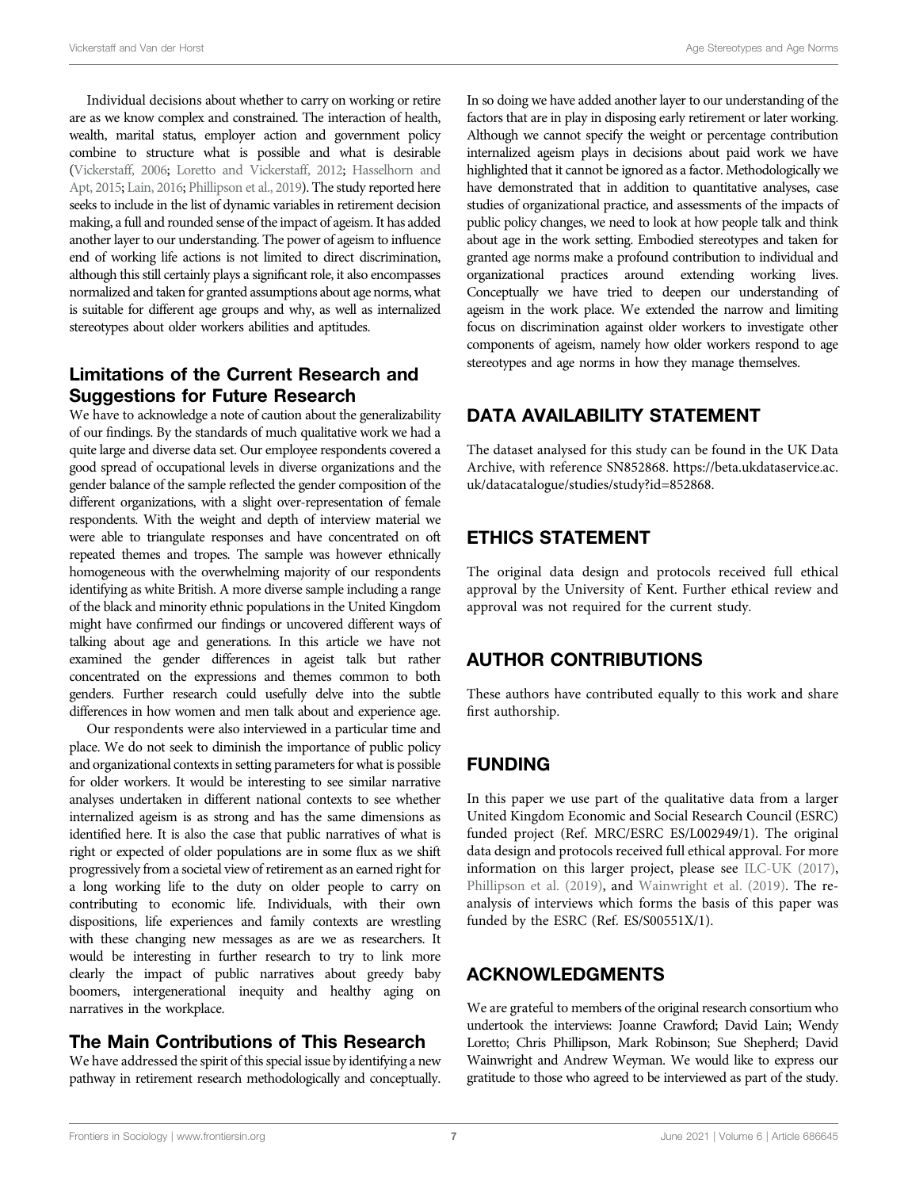Individual decisions about whether to carry on working or retire are as we know complex and constrained. The interaction of health, wealth, marital status, employer action and government policy combine to structure what is possible and what is desirable (Vickerstaff, 2006; Loretto and Vickerstaff, 2012; Hasselhorn and Apt, 2015; Lain, 2016; Phillipson et al., 2019). The study reported here seeks to include in the list of dynamic variables in retirement decision making, a full and rounded sense of the impact of ageism. It has added another layer to our understanding. The power of ageism to influence end of working life actions is not limited to direct discrimination, although this still certainly plays a significant role, it also encompasses normalized and taken for granted assumptions about age norms, what is suitable for different age groups and why, as well as internalized stereotypes about older workers abilities and aptitudes.

## Limitations of the Current Research and Suggestions for Future Research

We have to acknowledge a note of caution about the generalizability of our findings. By the standards of much qualitative work we had a quite large and diverse data set. Our employee respondents covered a good spread of occupational levels in diverse organizations and the gender balance of the sample reflected the gender composition of the different organizations, with a slight over-representation of female respondents. With the weight and depth of interview material we were able to triangulate responses and have concentrated on oft repeated themes and tropes. The sample was however ethnically homogeneous with the overwhelming majority of our respondents identifying as white British. A more diverse sample including a range of the black and minority ethnic populations in the United Kingdom might have confirmed our findings or uncovered different ways of talking about age and generations. In this article we have not examined the gender differences in ageist talk but rather concentrated on the expressions and themes common to both genders. Further research could usefully delve into the subtle differences in how women and men talk about and experience age.

Our respondents were also interviewed in a particular time and place. We do not seek to diminish the importance of public policy and organizational contexts in setting parameters for what is possible for older workers. It would be interesting to see similar narrative analyses undertaken in different national contexts to see whether internalized ageism is as strong and has the same dimensions as identified here. It is also the case that public narratives of what is right or expected of older populations are in some flux as we shift progressively from a societal view of retirement as an earned right for a long working life to the duty on older people to carry on contributing to economic life. Individuals, with their own dispositions, life experiences and family contexts are wrestling with these changing new messages as are we as researchers. It would be interesting in further research to try to link more clearly the impact of public narratives about greedy baby boomers, intergenerational inequity and healthy aging on narratives in the workplace.

## The Main Contributions of This Research

We have addressed the spirit of this special issue by identifying a new pathway in retirement research methodologically and conceptually. In so doing we have added another layer to our understanding of the factors that are in play in disposing early retirement or later working. Although we cannot specify the weight or percentage contribution internalized ageism plays in decisions about paid work we have highlighted that it cannot be ignored as a factor. Methodologically we have demonstrated that in addition to quantitative analyses, case studies of organizational practice, and assessments of the impacts of public policy changes, we need to look at how people talk and think about age in the work setting. Embodied stereotypes and taken for granted age norms make a profound contribution to individual and organizational practices around extending working lives. Conceptually we have tried to deepen our understanding of ageism in the work place. We extended the narrow and limiting focus on discrimination against older workers to investigate other components of ageism, namely how older workers respond to age stereotypes and age norms in how they manage themselves.

## DATA AVAILABILITY STATEMENT

The dataset analysed for this study can be found in the UK Data Archive, with reference SN852868. https://beta.ukdataservice.ac.uk/datacatalogue/studies/study?id=852868.

## ETHICS STATEMENT

The original data design and protocols received full ethical approval by the University of Kent. Further ethical review and approval was not required for the current study.

## AUTHOR CONTRIBUTIONS

These authors have contributed equally to this work and share first authorship.

## FUNDING

In this paper we use part of the qualitative data from a larger United Kingdom Economic and Social Research Council (ESRC) funded project (Ref. MRC/ESRC ES/L002949/1). The original data design and protocols received full ethical approval. For more information on this larger project, please see ILC-UK (2017), Phillipson et al. (2019), and Wainwright et al. (2019). The re-analysis of interviews which forms the basis of this paper was funded by the ESRC (Ref. ES/S00551X/1).

## ACKNOWLEDGMENTS

We are grateful to members of the original research consortium who undertook the interviews: Joanne Crawford; David Lain; Wendy Loretto; Chris Phillipson, Mark Robinson; Sue Shepherd; David Wainwright and Andrew Weyman. We would like to express our gratitude to those who agreed to be interviewed as part of the study.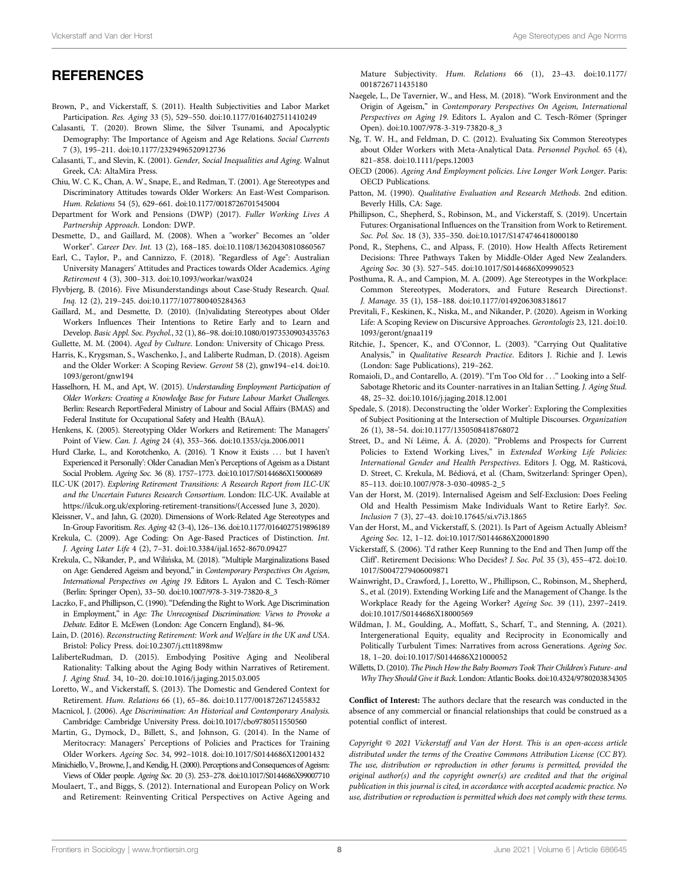## REFERENCES

Brown, P., and Vickerstaff, S. (2011). Health Subjectivities and Labor Market Participation. *Res. Aging* 33 (5), 529–550. doi:10.1177/0164027511410249

Calasanti, T. (2020). Brown Slime, the Silver Tsunami, and Apocalyptic Demography: The Importance of Ageism and Age Relations. *Social Currents* 7 (3), 195–211. doi:10.1177/2329496520912736

Calasanti, T., and Slevin, K. (2001). *Gender, Social Inequalities and Aging*. Walnut Greek, CA: AltaMira Press.

Chiu, W. C. K., Chan, A. W., Snape, E., and Redman, T. (2001). Age Stereotypes and Discriminatory Attitudes towards Older Workers: An East-West Comparison. *Hum. Relations* 54 (5), 629–661. doi:10.1177/0018726701545004

Department for Work and Pensions (DWP) (2017). *Fuller Working Lives A Partnership Approach*. London: DWP.

Desmette, D., and Gaillard, M. (2008). When a "worker" Becomes an "older Worker". *Career Dev. Int.* 13 (2), 168–185. doi:10.1108/13620430810860567

Earl, C., Taylor, P., and Cannizzo, F. (2018). "Regardless of Age": Australian University Managers' Attitudes and Practices towards Older Academics. *Aging Retirement* 4 (3), 300–313. doi:10.1093/workar/wax024

Flyvbjerg, B. (2016). Five Misunderstandings about Case-Study Research. *Qual. Inq.* 12 (2), 219–245. doi:10.1177/1077800405284363

Gaillard, M., and Desmette, D. (2010). (In)validating Stereotypes about Older Workers Influences Their Intentions to Retire Early and to Learn and Develop. *Basic Appl. Soc. Psychol.*, 32 (1), 86–98. doi:10.1080/01973530903435763

Gullette, M. M. (2004). *Aged by Culture*. London: University of Chicago Press.

Harris, K., Krygsman, S., Waschenko, J., and Laliberte Rudman, D. (2018). Ageism and the Older Worker: A Scoping Review. *Geront* 58 (2), gnw194–e14. doi:10.1093/geront/gnw194

Hasselhorn, H. M., and Apt, W. (2015). *Understanding Employment Participation of Older Workers: Creating a Knowledge Base for Future Labour Market Challenges*. Berlin: Research ReportFederal Ministry of Labour and Social Affairs (BMAS) and Federal Institute for Occupational Safety and Health (BAuA).

Henkens, K. (2005). Stereotyping Older Workers and Retirement: The Managers' Point of View. *Can. J. Aging* 24 (4), 353–366. doi:10.1353/cja.2006.0011

Hurd Clarke, L., and Korotchenko, A. (2016). 'I Know it Exists … but I haven't Experienced it Personally': Older Canadian Men's Perceptions of Ageism as a Distant Social Problem. *Ageing Soc.* 36 (8). 1757–1773. doi:10.1017/S0144686X15000689

ILC-UK (2017). *Exploring Retirement Transitions: A Research Report from ILC-UK and the Uncertain Futures Research Consortium*. London: ILC-UK. Available at https://ilcuk.org.uk/exploring-retirement-transitions/(Accessed June 3, 2020).

Kleissner, V., and Jahn, G. (2020). Dimensions of Work-Related Age Stereotypes and In-Group Favoritism. *Res. Aging* 42 (3-4), 126–136. doi:10.1177/0164027519896189

Krekula, C. (2009). Age Coding: On Age-Based Practices of Distinction. *Int. J. Ageing Later Life* 4 (2), 7–31. doi:10.3384/ijal.1652-8670.09427

Krekula, C., Nikander, P., and Wilińska, M. (2018). "Multiple Marginalizations Based on Age: Gendered Ageism and beyond," in *Contemporary Perspectives On Ageism, International Perspectives on Aging 19*. Editors L. Ayalon and C. Tesch-Römer (Berlin: Springer Open), 33–50. doi:10.1007/978-3-319-73820-8_3

Laczko, F., and Phillipson, C. (1990). "Defending the Right to Work. Age Discrimination in Employment," in *Age: The Unrecognised Discrimination: Views to Provoke a Debate*. Editor E. McEwen (London: Age Concern England), 84–96.

Lain, D. (2016). *Reconstructing Retirement: Work and Welfare in the UK and USA*. Bristol: Policy Press. doi:10.2307/j.ctt1t898mw

LaliberteRudman, D. (2015). Embodying Positive Aging and Neoliberal Rationality: Talking about the Aging Body within Narratives of Retirement. *J. Aging Stud.* 34, 10–20. doi:10.1016/j.jaging.2015.03.005

Loretto, W., and Vickerstaff, S. (2013). The Domestic and Gendered Context for Retirement. *Hum. Relations* 66 (1), 65–86. doi:10.1177/0018726712455832

Macnicol, J. (2006). *Age Discrimination: An Historical and Contemporary Analysis*. Cambridge: Cambridge University Press. doi:10.1017/cbo9780511550560

Martin, G., Dymock, D., Billett, S., and Johnson, G. (2014). In the Name of Meritocracy: Managers' Perceptions of Policies and Practices for Training Older Workers. *Ageing Soc.* 34, 992–1018. doi:10.1017/S0144686X12001432

Minichiello, V., Browne, J., and Kendig, H. (2000). Perceptions and Consequences of Ageism: Views of Older people. *Ageing Soc.* 20 (3). 253–278. doi:10.1017/S0144686X99007710

Moulaert, T., and Biggs, S. (2012). International and European Policy on Work and Retirement: Reinventing Critical Perspectives on Active Ageing and Mature Subjectivity. *Hum. Relations* 66 (1), 23–43. doi:10.1177/0018726711435180

Naegele, L., De Tavernier, W., and Hess, M. (2018). "Work Environment and the Origin of Ageism," in *Contemporary Perspectives On Ageism, International Perspectives on Aging 19*. Editors L. Ayalon and C. Tesch-Römer (Springer Open). doi:10.1007/978-3-319-73820-8_3

Ng, T. W. H., and Feldman, D. C. (2012). Evaluating Six Common Stereotypes about Older Workers with Meta-Analytical Data. *Personnel Psychol.* 65 (4), 821–858. doi:10.1111/peps.12003

OECD (2006). *Ageing And Employment policies. Live Longer Work Longer*. Paris: OECD Publications.

Patton, M. (1990). *Qualitative Evaluation and Research Methods*. 2nd edition. Beverly Hills, CA: Sage.

Phillipson, C., Shepherd, S., Robinson, M., and Vickerstaff, S. (2019). Uncertain Futures: Organisational Influences on the Transition from Work to Retirement. *Soc. Pol. Soc.* 18 (3), 335–350. doi:10.1017/S1474746418000180

Pond, R., Stephens, C., and Alpass, F. (2010). How Health Affects Retirement Decisions: Three Pathways Taken by Middle-Older Aged New Zealanders. *Ageing Soc.* 30 (3). 527–545. doi:10.1017/S0144686X09990523

Posthuma, R. A., and Campion, M. A. (2009). Age Stereotypes in the Workplace: Common Stereotypes, Moderators, and Future Research Directions†. *J. Manage.* 35 (1), 158–188. doi:10.1177/0149206308318617

Previtali, F., Keskinen, K., Niska, M., and Nikander, P. (2020). Ageism in Working Life: A Scoping Review on Discursive Approaches. *Gerontologis* 23, 121. doi:10.1093/geront/gnaa119

Ritchie, J., Spencer, K., and O'Connor, L. (2003). "Carrying Out Qualitative Analysis," in *Qualitative Research Practice*. Editors J. Richie and J. Lewis (London: Sage Publications), 219–262.

Romaioli, D., and Contarello, A. (2019). "I'm Too Old for . . ." Looking into a Self-Sabotage Rhetoric and its Counter-narratives in an Italian Setting. *J. Aging Stud.* 48, 25–32. doi:10.1016/j.jaging.2018.12.001

Spedale, S. (2018). Deconstructing the 'older Worker': Exploring the Complexities of Subject Positioning at the Intersection of Multiple Discourses. *Organization* 26 (1), 38–54. doi:10.1177/1350508418768072

Street, D., and Ní Léime, Á. Á. (2020). "Problems and Prospects for Current Policies to Extend Working Lives," in *Extended Working Life Policies: International Gender and Health Perspectives*. Editors J. Ogg, M. Rašticová, D. Street, C. Krekula, M. Bédiová, et al. (Cham, Switzerland: Springer Open), 85–113. doi:10.1007/978-3-030-40985-2_5

Van der Horst, M. (2019). Internalised Ageism and Self-Exclusion: Does Feeling Old and Health Pessimism Make Individuals Want to Retire Early?. *Soc. Inclusion* 7 (3), 27–43. doi:10.17645/si.v7i3.1865

Van der Horst, M., and Vickerstaff, S. (2021). Is Part of Ageism Actually Ableism? *Ageing Soc.* 12, 1–12. doi:10.1017/S0144686X20001890

Vickerstaff, S. (2006). 'I'd rather Keep Running to the End and Then Jump off the Cliff'. Retirement Decisions: Who Decides? *J. Soc. Pol.* 35 (3), 455–472. doi:10.1017/S0047279406009871

Wainwright, D., Crawford, J., Loretto, W., Phillipson, C., Robinson, M., Shepherd, S., et al. (2019). Extending Working Life and the Management of Change. Is the Workplace Ready for the Ageing Worker? *Ageing Soc.* 39 (11), 2397–2419. doi:10.1017/S0144686X18000569

Wildman, J. M., Goulding, A., Moffatt, S., Scharf, T., and Stenning, A. (2021). Intergenerational Equity, equality and Reciprocity in Economically and Politically Turbulent Times: Narratives from across Generations. *Ageing Soc.* 18, 1–20. doi:10.1017/S0144686X21000052

Willetts, D. (2010). *The Pinch How the Baby Boomers Took Their Children's Future- and Why They Should Give it Back*. London: Atlantic Books. doi:10.4324/9780203834305

**Conflict of Interest:** The authors declare that the research was conducted in the absence of any commercial or financial relationships that could be construed as a potential conflict of interest.

*Copyright © 2021 Vickerstaff and Van der Horst. This is an open-access article distributed under the terms of the Creative Commons Attribution License (CC BY). The use, distribution or reproduction in other forums is permitted, provided the original author(s) and the copyright owner(s) are credited and that the original publication in this journal is cited, in accordance with accepted academic practice. No use, distribution or reproduction is permitted which does not comply with these terms.*